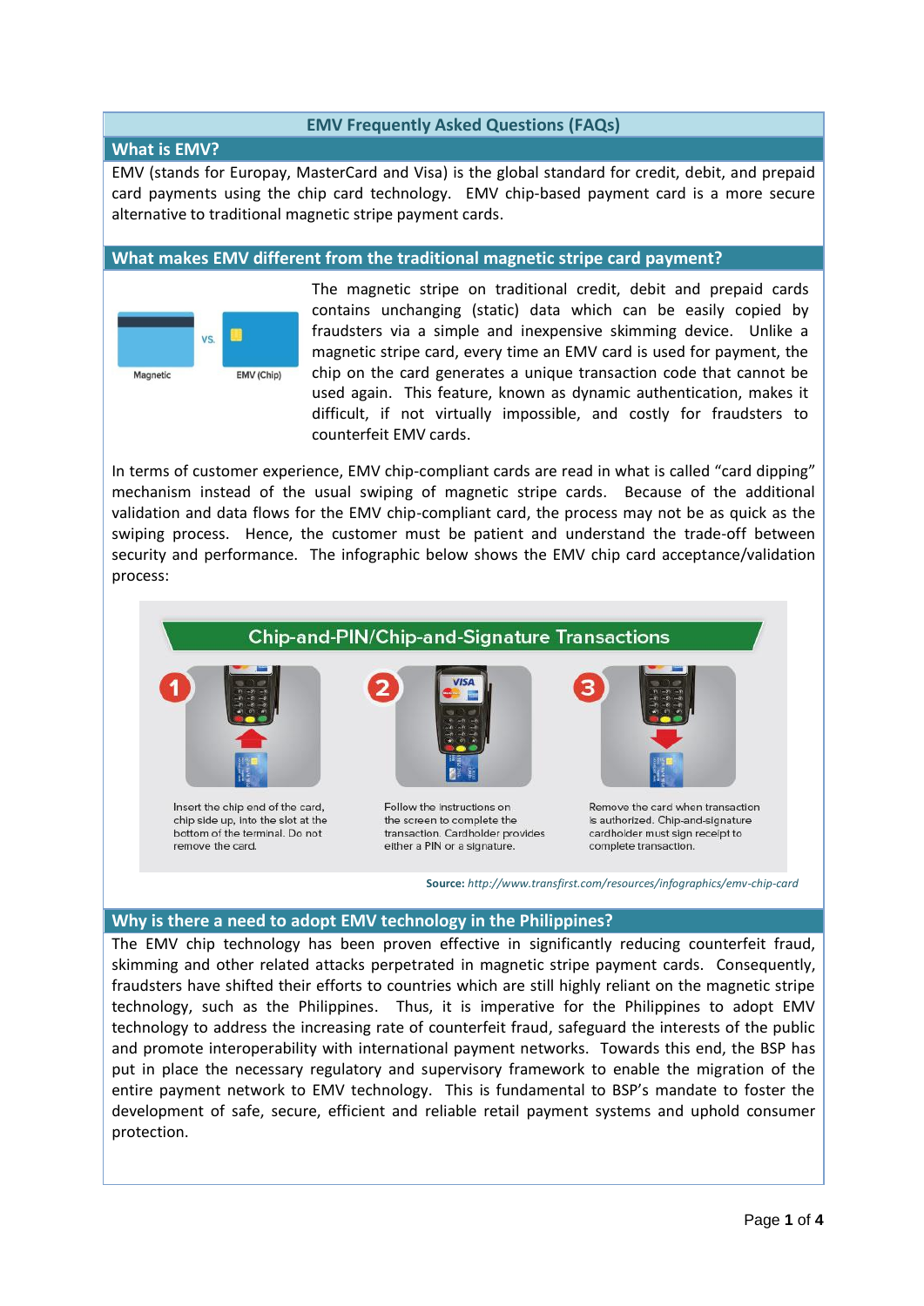# EMV Frequently Asked Questions (FAQs)

## What is EMV?

EMV (stands for Europay, MasterCard and Visa) is the global standard for credit, debit, and prepaid card payments using the chip card technology. EMV chip-based payment card is a more secure alternative to traditional magnetic stripe payment cards.

## What makes EMV different from the traditional magnetic stripe card payment?

Magnetic vs. EMV (Chip)

The magnetic stripe on traditional credit, debit and prepaid cards contains unchanging (static) data which can be easily copied by fraudsters via a simple and inexpensive skimming device. Unlike a magnetic stripe card, every time an EMV card is used for payment, the chip on the card generates a unique transaction code that cannot be used again. This feature, known as dynamic authentication, makes it difficult, if not virtually impossible, and costly for fraudsters to counterfeit EMV cards.

In terms of customer experience, EMV chip-compliant cards are read in what is called "card dipping" mechanism instead of the usual swiping of magnetic stripe cards. Because of the additional validation and data flows for the EMV chip-compliant card, the process may not be as quick as the swiping process. Hence, the customer must be patient and understand the trade-off between security and performance. The infographic below shows the EMV chip card acceptance/validation process:

**Chip-and-PIN/Chip-and-Signature Transactions**

1. Insert the chip end of the card, chip side up, into the slot at the bottom of the terminal. Do not remove the card.
2. Follow the instructions on the screen to complete the transaction. Cardholder provides either a PIN or a signature.
3. Remove the card when transaction is authorized. Chip-and-signature cardholder must sign receipt to complete transaction.

**Source:** *http://www.transfirst.com/resources/infographics/emv-chip-card*

## Why is there a need to adopt EMV technology in the Philippines?

The EMV chip technology has been proven effective in significantly reducing counterfeit fraud, skimming and other related attacks perpetrated in magnetic stripe payment cards. Consequently, fraudsters have shifted their efforts to countries which are still highly reliant on the magnetic stripe technology, such as the Philippines. Thus, it is imperative for the Philippines to adopt EMV technology to address the increasing rate of counterfeit fraud, safeguard the interests of the public and promote interoperability with international payment networks. Towards this end, the BSP has put in place the necessary regulatory and supervisory framework to enable the migration of the entire payment network to EMV technology. This is fundamental to BSP's mandate to foster the development of safe, secure, efficient and reliable retail payment systems and uphold consumer protection.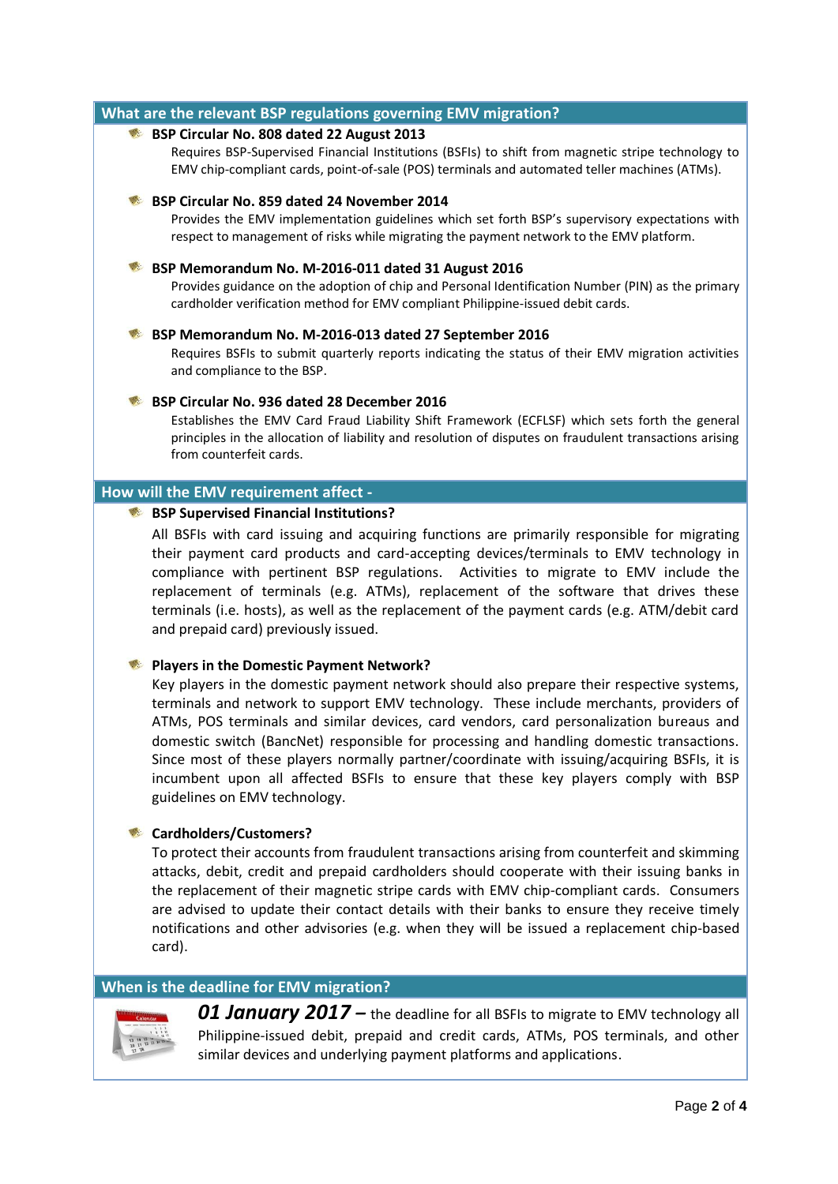## What are the relevant BSP regulations governing EMV migration?

- **BSP Circular No. 808 dated 22 August 2013**
  Requires BSP-Supervised Financial Institutions (BSFIs) to shift from magnetic stripe technology to EMV chip-compliant cards, point-of-sale (POS) terminals and automated teller machines (ATMs).

- **BSP Circular No. 859 dated 24 November 2014**
  Provides the EMV implementation guidelines which set forth BSP's supervisory expectations with respect to management of risks while migrating the payment network to the EMV platform.

- **BSP Memorandum No. M-2016-011 dated 31 August 2016**
  Provides guidance on the adoption of chip and Personal Identification Number (PIN) as the primary cardholder verification method for EMV compliant Philippine-issued debit cards.

- **BSP Memorandum No. M-2016-013 dated 27 September 2016**
  Requires BSFIs to submit quarterly reports indicating the status of their EMV migration activities and compliance to the BSP.

- **BSP Circular No. 936 dated 28 December 2016**
  Establishes the EMV Card Fraud Liability Shift Framework (ECFLSF) which sets forth the general principles in the allocation of liability and resolution of disputes on fraudulent transactions arising from counterfeit cards.

## How will the EMV requirement affect -

- **BSP Supervised Financial Institutions?**
  All BSFIs with card issuing and acquiring functions are primarily responsible for migrating their payment card products and card-accepting devices/terminals to EMV technology in compliance with pertinent BSP regulations. Activities to migrate to EMV include the replacement of terminals (e.g. ATMs), replacement of the software that drives these terminals (i.e. hosts), as well as the replacement of the payment cards (e.g. ATM/debit card and prepaid card) previously issued.

- **Players in the Domestic Payment Network?**
  Key players in the domestic payment network should also prepare their respective systems, terminals and network to support EMV technology. These include merchants, providers of ATMs, POS terminals and similar devices, card vendors, card personalization bureaus and domestic switch (BancNet) responsible for processing and handling domestic transactions. Since most of these players normally partner/coordinate with issuing/acquiring BSFIs, it is incumbent upon all affected BSFIs to ensure that these key players comply with BSP guidelines on EMV technology.

- **Cardholders/Customers?**
  To protect their accounts from fraudulent transactions arising from counterfeit and skimming attacks, debit, credit and prepaid cardholders should cooperate with their issuing banks in the replacement of their magnetic stripe cards with EMV chip-compliant cards. Consumers are advised to update their contact details with their banks to ensure they receive timely notifications and other advisories (e.g. when they will be issued a replacement chip-based card).

## When is the deadline for EMV migration?

***01 January 2017*** **–** the deadline for all BSFIs to migrate to EMV technology all Philippine-issued debit, prepaid and credit cards, ATMs, POS terminals, and other similar devices and underlying payment platforms and applications.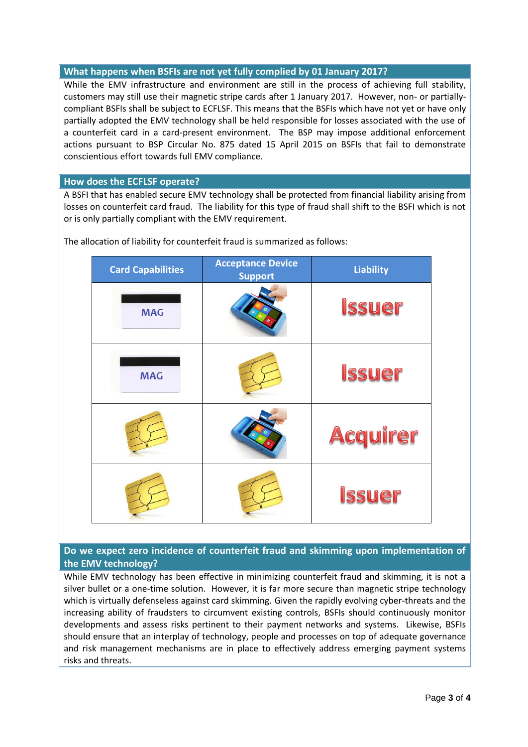## What happens when BSFIs are not yet fully complied by 01 January 2017?

While the EMV infrastructure and environment are still in the process of achieving full stability, customers may still use their magnetic stripe cards after 1 January 2017. However, non- or partially-compliant BSFIs shall be subject to ECFLSF. This means that the BSFIs which have not yet or have only partially adopted the EMV technology shall be held responsible for losses associated with the use of a counterfeit card in a card-present environment. The BSP may impose additional enforcement actions pursuant to BSP Circular No. 875 dated 15 April 2015 on BSFIs that fail to demonstrate conscientious effort towards full EMV compliance.

## How does the ECFLSF operate?

A BSFI that has enabled secure EMV technology shall be protected from financial liability arising from losses on counterfeit card fraud. The liability for this type of fraud shall shift to the BSFI which is not or is only partially compliant with the EMV requirement.

The allocation of liability for counterfeit fraud is summarized as follows:

| Card Capabilities | Acceptance Device Support | Liability |
|---|---|---|
| MAG | | Issuer |
| MAG | | Issuer |
| | | Acquirer |
| | | Issuer |

## Do we expect zero incidence of counterfeit fraud and skimming upon implementation of the EMV technology?

While EMV technology has been effective in minimizing counterfeit fraud and skimming, it is not a silver bullet or a one-time solution. However, it is far more secure than magnetic stripe technology which is virtually defenseless against card skimming. Given the rapidly evolving cyber-threats and the increasing ability of fraudsters to circumvent existing controls, BSFIs should continuously monitor developments and assess risks pertinent to their payment networks and systems. Likewise, BSFIs should ensure that an interplay of technology, people and processes on top of adequate governance and risk management mechanisms are in place to effectively address emerging payment systems risks and threats.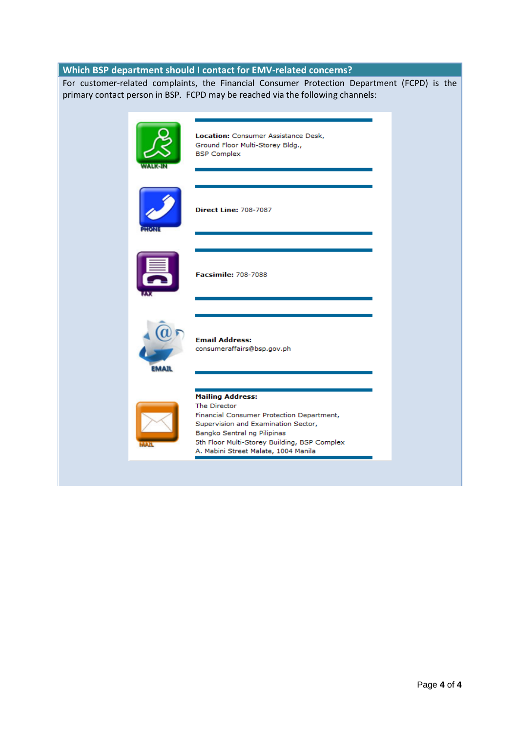## Which BSP department should I contact for EMV-related concerns?

For customer-related complaints, the Financial Consumer Protection Department (FCPD) is the primary contact person in BSP. FCPD may be reached via the following channels:

WALK-IN

**Location:** Consumer Assistance Desk,
Ground Floor Multi-Storey Bldg.,
BSP Complex

PHONE

**Direct Line:** 708-7087

FAX

**Facsimile:** 708-7088

EMAIL

**Email Address:**
consumeraffairs@bsp.gov.ph

MAIL

**Mailing Address:**
The Director
Financial Consumer Protection Department,
Supervision and Examination Sector,
Bangko Sentral ng Pilipinas
5th Floor Multi-Storey Building, BSP Complex
A. Mabini Street Malate, 1004 Manila